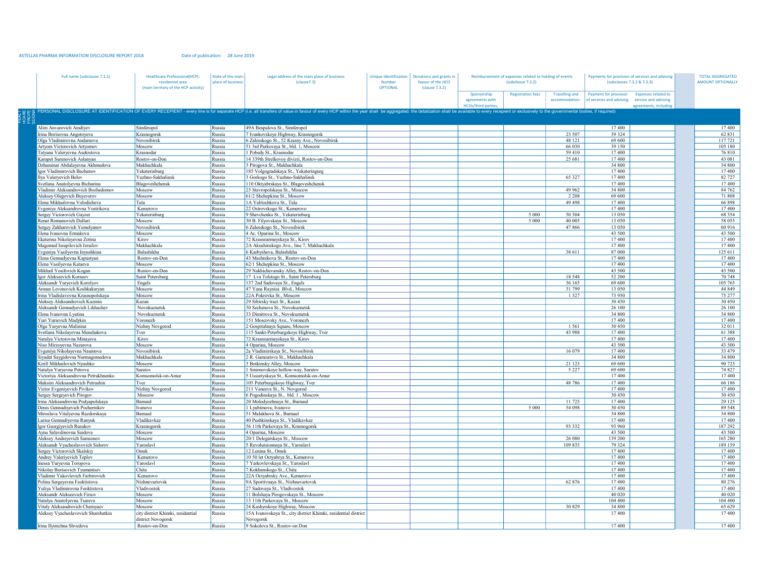ASTELLAS PHARMA INFORMATION DISCLOSURE REPORT 2018 Date of publication: 28 June 2019

| Full name (subclause 7.1.1) | Healthcare Professional(HCP): residential area (main territory of the HCP activity) | State of the main place of business | Legal address of the main place of business (clause7.3) | Unique Identification Number OPTIONAL | Donations and grants in favour of the HCO (clause 7.3.2) | Reimbursement of expenses related to holding of events (subclause 7.3.2) | | | Payments for provision of services and advising (subclauses 7.3.2 & 7.3.3) | | | TOTAL AGGREGATED AMOUNT OPTIONALLY |
|---|---|---|---|---|---|---|---|---|---|---|---|---|
| | | | | | | Sponsorship agreements with HCOs/third parties, | Registration fees | Travelling and accommodation | Payment for provision of services and advising | Expenses related to service and advising agreements, including | | |
| PERSONAL DISCLOSURE AT IDENTIFICATION OF EVERY RECEPIENT - every line is for separate HCP (i.e. all transfers of value in favour of every HCP within the year shall be aggregated: the detalization shall be available to every recipient or exclusively to the governmental bodies, if required) | | | | | | | | | | | | |
| Alim Anvarovich Amdiyev | Simferopol | Russia | 49A Bespalova St., Simferopol | | | | | | 17 400 | | | 17 400 |
| Irina Borisovna Angotoyeva | Krasnogorsk | Russia | 7 Ivankovskoye Highway, Krasnogorsk | | | | | 23 507 | 39 324 | | | 62 831 |
| Olga Vladimirovna Andamova | Novosibirsk | Russia | 6 Zalesskogo St., 52 Krasny Ave., Novosibirsk | | | | | 48 121 | 69 600 | | | 117 721 |
| Artyom Victorovich Artyomov | Moscow | Russia | 51 3rd Parkovaya St., bld. 1, Moscow | | | | | 66 030 | 39 150 | | | 105 180 |
| Tatyana Valeryevna Asekretova | Krasnodar | Russia | 1 Pobedy St., Krasnodar | | | | | 59 410 | 17 400 | | | 76 810 |
| Karapet Surenovich Aslanyan | Rostov-on-Don | Russia | 14 339th Strelkovoy divizii, Rostov-on-Don | | | | | 25 681 | 17 400 | | | 43 081 |
| Dzhaminat Abdulayevna Akhmedova | Makhachkala | Russia | 3 Pirogova St., Makhachkala | | | | | | 34 800 | | | 34 800 |
| Igor Vladimirovich Bazhenov | Yekaterinburg | Russia | 185 Volgogradskaya St., Yekateringurg | | | | | | 17 400 | | | 17 400 |
| Ilya Valeryevich Belov | Yuzhno-Sakhalinsk | Russia | 3 Gorkogo St., Yuzhno-Sakhalinsk | | | | | 65 327 | 17 400 | | | 82 727 |
| Svetlana Anatolyevna Bichurina | Blagoveshchensk | Russia | 110 Oktyabrskaya St., Blagoveshchensk | | | | | | 17 400 | | | 17 400 |
| Vladimir Aleksandrovich Bozhedomov | Moscow | Russia | 23 Stavropolskaya St., Moscow | | | | | 49 962 | 34 800 | | | 84 762 |
| Aleksey Olegovich Buyeverov | Moscow | Russia | 61/2 Shchepkina St., Moscow | | | | | 2 208 | 69 600 | | | 71 808 |
| Elena Mikhailovna Volodicheva | Tula | Russia | 1A Yablochkova St., Tula | | | | | 49 498 | 17 400 | | | 66 898 |
| Evgeniya Aleksandrovna Vostrikova | Kemerovo | Russia | 22 Ostrovskogo St., Kemerovo | | | | | | 17 400 | | | 17 400 |
| Sergey Victorovich Gayzer | Yekaterinburg | Russia | 9 Shevchenko St., Yekaterinburg | | | | 5 000 | 50 304 | 13 050 | | | 68 354 |
| Renat Romanovich Dallari | Moscow | Russia | 30 B. Filyovskaya St., Moscow | | | | 5 000 | 40 005 | 13 050 | | | 58 055 |
| Sergey Zakharovich Yemelyanov | Novosibirsk | Russia | 6 Zalesskogo St., Novosibirsk | | | | | 47 866 | 13 050 | | | 60 916 |
| Elena Ivanovna Ermakova | Moscow | Russia | 4 Ac. Oparina St., Moscow | | | | | | 43 500 | | | 43 500 |
| Ekaterina Nikolayevna Zotina | Kirov | Russia | 72 Krasnoarmeyskaya St., Kirov | | | | | | 17 400 | | | 17 400 |
| Magomed Israpilovich Izrailov | Makhachkala | Russia | 2A Akushinskogo Ave., line 7, Makhachkala | | | | | | 17 400 | | | 17 400 |
| Evgeniya Vasilyevna Inyushkina | Balashikha | Russia | 6 Karbysheva, Balashikha | | | | | 38 611 | 87 000 | | | 125 611 |
| Elena Gennadyevna Kapustyan | Rostov-on-Don | Russia | 43 Mechnikova St., Rostov-on-Don | | | | | | 17 400 | | | 17 400 |
| Elena Vasilyevna Kataeva | Moscow | Russia | 62/1 Shchepkina St., Moscow | | | | | | 17 400 | | | 17 400 |
| Mikhail Yosifovich Kogan | Rostov-on-Don | Russia | 29 Nakhichevansky Alley, Rostov-on-Don | | | | | | 43 500 | | | 43 500 |
| Igor Alekseevich Korneev | Saint Petersburg | Russia | 17 Lva Tolstogo St., Saint Petersburg | | | | | 18 548 | 52 200 | | | 70 748 |
| Aleksandr Yuryevich Korolyov | Engels | Russia | 137 2nd Sadovaya St., Engels | | | | | 36 165 | 69 600 | | | 105 765 |
| Arman Levonovich Koshkakaryan | Moscow | Russia | 47 Yana Raynisa Blvd., Moscow | | | | | 31 799 | 13 050 | | | 44 849 |
| Irina Vladislavovna Krasnopolskaya | Moscow | Russia | 22A Pokrovka St., Moscow | | | | | 1 327 | 73 950 | | | 75 277 |
| Aleksey Aleksandrovich Kuzmin | Kazan | Russia | 29 Sibirsky tract St., Kazan | | | | | | 30 450 | | | 30 450 |
| Aleksandr Gennadyevich Likhachev | Novokuznetsk | Russia | 30 Sechenova St., Novokuznetsk | | | | | | 26 100 | | | 26 100 |
| Elena Ivanovna Lyutina | Novokuznetsk | Russia | 33 Dimitrova St., Novokuznetsk | | | | | | 34 800 | | | 34 800 |
| Yuri Yurievich Madykin | Voronezh | Russia | 151 Moscovsky Ave., Voronezh | | | | | | 17 400 | | | 17 400 |
| Olga Yuryevna Malinina | Nizhny Novgorod | Russia | 2 Gospitalnaya Square, Moscow | | | | | 1 561 | 30 450 | | | 32 011 |
| Svetlana Nikolayevna Menshakova | Tver | Russia | 115 Sankt-Peterburgskoye Highway, Tver | | | | | 43 988 | 17 400 | | | 61 388 |
| Natalya Victorovna Minayeva | Kirov | Russia | 72 Krasnoarmeyskaya St., Kirov | | | | | | 17 400 | | | 17 400 |
| Niso Mirzoyevna Nazarova | Moscow | Russia | 4 Oparina, Moscow | | | | | | 43 500 | | | 43 500 |
| Evgeniya Nikolayevna Naumova | Novosibirsk | Russia | 2a Vladimirskaya St., Novosibirsk | | | | | 16 079 | 17 400 | | | 33 479 |
| Siyadat Saygidovna Nurmagomedova | Makhachkala | Russia | 2 R. Gamzatova St., Makhachkala | | | | | | 34 800 | | | 34 800 |
| Kirill Mikhailovich Nyushko | Moscow | Russia | 3 Botkinsky Alley, Moscow | | | | | 21 123 | 69 600 | | | 90 723 |
| Natalya Yuryevna Petrova | Saratov | Russia | 1 Smirnovskoye hollow-way, Saratov | | | | | 5 227 | 69 600 | | | 74 827 |
| Victoriya Aleksandrovna Petrukhnenko | Komsomolsk-on-Amur | Russia | 5 Ussuriyskaya St., Komsomolsk-on-Amur | | | | | | 17 400 | | | 17 400 |
| Maksim Aleksandrovich Petrushin | Tver | Russia | 105 Peterburgskoye Highway, Tver | | | | | 48 786 | 17 400 | | | 66 186 |
| Victor Evgeniyevich Pivikov | Nizhny Novgorod | Russia | 211 Vaneeva St., N. Novgorod | | | | | | 17 400 | | | 17 400 |
| Sergey Sergeyevich Pirogov | Moscow | Russia | 6 Pogodinskaya St., bld. 1, Moscow | | | | | | 30 450 | | | 30 450 |
| Irina Aleksandrovna Podyapolskaya | Barnaul | Russia | 20 Molodyozhnaya St., Barnaul | | | | | 11 725 | 17 400 | | | 29 125 |
| Denis Gennadiyevich Pochernikov | Ivanovo | Russia | 1 Lyubimova, Ivanovo | | | | 5 000 | 54 098 | 30 450 | | | 89 548 |
| Miroslava Vitalyevna Razdorskaya | Barnaul | Russia | 51 Malakhova St., Barnaul | | | | | | 34 800 | | | 34 800 |
| Larisa Gennadiyevna Ranyuk | Vladikavkaz | Russia | 40 Pushkinskaya St., Vladikavkaz | | | | | | 17 400 | | | 17 400 |
| Igor Georgiyevich Rusakov | Krasnogorsk | Russia | 56 11th Parkovaya St., Krasnogorsk | | | | | 93 332 | 93 960 | | | 187 292 |
| Ayna Salavdinovna Saidova | Moscow | Russia | 4 Oparina, Moscow | | | | | | 43 500 | | | 43 500 |
| Aleksey Andreyevich Samsonov | Moscow | Russia | 20/1 Delegatskaya St., Moscow | | | | | 26 080 | 139 200 | | | 165 280 |
| Aleksandr Vyacheslavovich Sidorov | Yaroslavl | Russia | 5 Revolutsionnaya St., Yaroslavl | | | | | 109 835 | 79 324 | | | 189 159 |
| Sergey Victorovich Skalskiy | Omsk | Russia | 12 Lenina St., Omsk | | | | | | 17 400 | | | 17 400 |
| Andrey Valeriyevich Teplov | Kemerovo | Russia | 10 50 let Octyabrya St., Kemerova | | | | | | 17 400 | | | 17 400 |
| Inessa Yuryevna Toropova | Yaroslavl | Russia | 7 Yarkovlevskaya St., Yaroslavl | | | | | | 17 400 | | | 17 400 |
| Nikolay Borisovich Tyumentsev | Chita | Russia | 7 Kokhanskogo St., Chita | | | | | | 17 400 | | | 17 400 |
| Vladimir Yakovlevich Farbirovich | Kemerovo | Russia | 22A Octyabrsky Ave., Kemerovo | | | | | | 17 400 | | | 17 400 |
| Polina Sergeyevna Feoktistova | Nizhnevartovsk | Russia | 9A Sportivnaya St., Nizhnevartovsk | | | | | 62 876 | 17 400 | | | 80 276 |
| Yuliya Vladimirovna Feoktistova | Vladivostok | Russia | 27 Sadovaya St., Vladivostok | | | | | | 17 400 | | | 17 400 |
| Aleksandr Alekseevich Firsov | Moscow | Russia | 11 Bolshaya Pirogovskaya St., Moscow | | | | | | 40 020 | | | 40 020 |
| Natalya Anatolyevna Tsareva | Moscow | Russia | 13 11th Parkovaya St., Moscow | | | | | | 104 400 | | | 104 400 |
| Vitaly Aleksandrovich Chernyaev | Moscow | Russia | 24 Kashyrskoye Highway, Moscow | | | | | 30 829 | 34 800 | | | 65 629 |
| Aleksey Vyacheslavovich Sharshatkin | city district Khimki, residential district Novogorsk | Russia | 15A Ivanovskaya St., city district Khimki, residential district Novogorsk | | | | | | 17 400 | | | 17 400 |
| Irina Ilyinichna Shvedova | Rostov-on-Don | Russia | 9 Sokolova St., Rostov-on Don | | | | | | 17 400 | | | 17 400 |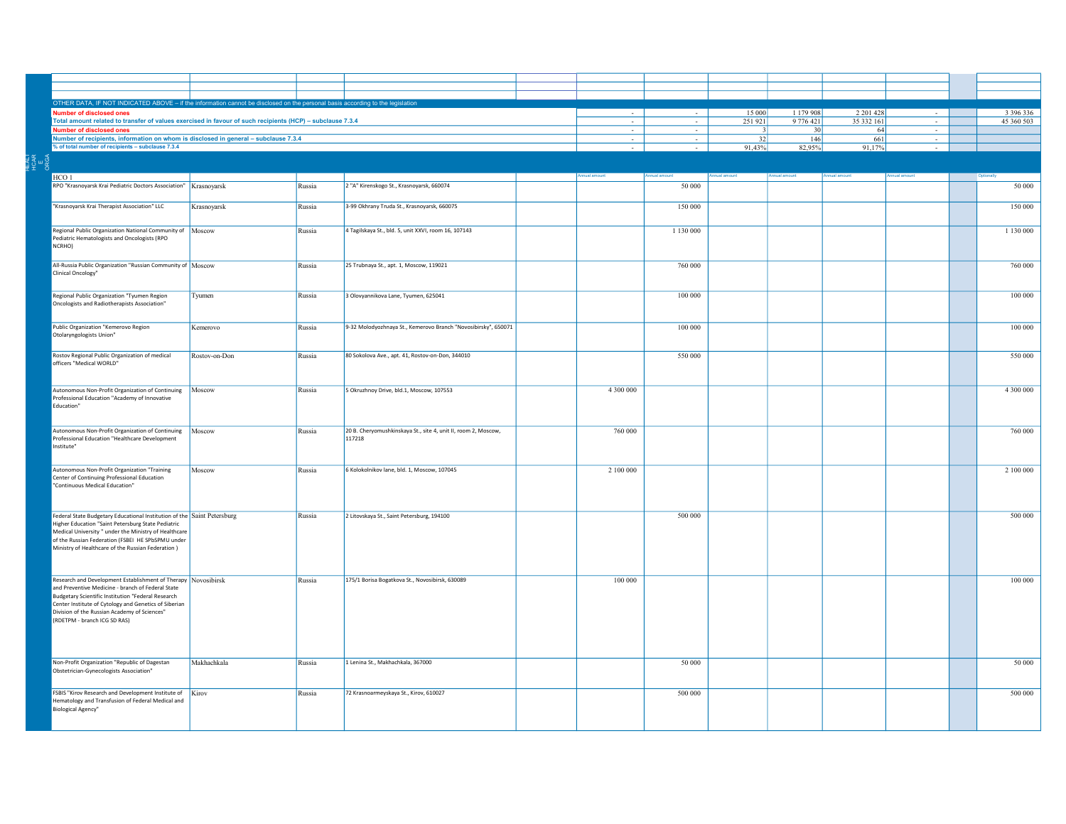| | | | | | | | | | | | | |
|---|---|---|---|---|---|---|---|---|---|---|---|---|
| | | | | | | | | | | | | |
| | | | | | | | | | | | | |
| | | | | | | | | | | | | |
| OTHER DATA, IF NOT INDICATED ABOVE – if the information cannot be disclosed on the personal basis according to the legislation | | | | | | | | | | | | |
| **Number of disclosed ones** | | | | | - | - | 15 000 | 1 179 908 | 2 201 428 | - | | 3 396 336 |
| **Total amount related to transfer of values exercised in favour of such recipients (HCP) – subclause 7.3.4** | | | | | - | - | 251 921 | 9 776 421 | 35 332 161 | - | | 45 360 503 |
| **Number of disclosed ones** | | | | | - | - | 3 | 30 | 64 | - | | |
| **Number of recipients, information on whom is disclosed in general – subclause 7.3.4** | | | | | - | - | 32 | 146 | 661 | - | | |
| **% of total number of recipients – subclause 7.3.4** | | | | | - | - | 91,43% | 82,95% | 91,17% | - | | |
| HCO 1 | | | | | Annual amount | Annual amount | Annual amount | Annual amount | Annual amount | Annual amount | | Optionally |
| RPO "Krasnoyarsk Krai Pediatric Doctors Association" | Krasnoyarsk | Russia | 2 "A" Kirenskogo St., Krasnoyarsk, 660074 | | | 50 000 | | | | | | 50 000 |
| "Krasnoyarsk Krai Therapist Association" LLC | Krasnoyarsk | Russia | 3-99 Okhrany Truda St., Krasnoyarsk, 660075 | | | 150 000 | | | | | | 150 000 |
| Regional Public Organization National Community of Pediatric Hematologists and Oncologists (RPO NCRHO) | Moscow | Russia | 4 Tagilskaya St., bld. 5, unit XXVI, room 16, 107143 | | | 1 130 000 | | | | | | 1 130 000 |
| All-Russia Public Organization "Russian Community of Clinical Oncology" | Moscow | Russia | 25 Trubnaya St., apt. 1, Moscow, 119021 | | | 760 000 | | | | | | 760 000 |
| Regional Public Organization "Tyumen Region Oncologists and Radiotherapists Association" | Tyumen | Russia | 3 Olovyannikova Lane, Tyumen, 625041 | | | 100 000 | | | | | | 100 000 |
| Public Organization "Kemerovo Region Otolaryngologists Union" | Kemerovo | Russia | 9-32 Molodyozhnaya St., Kemerovo Branch "Novosibirsky", 650071 | | | 100 000 | | | | | | 100 000 |
| Rostov Regional Public Organization of medical officers "Medical WORLD" | Rostov-on-Don | Russia | 80 Sokolova Ave., apt. 41, Rostov-on-Don, 344010 | | | 550 000 | | | | | | 550 000 |
| Autonomous Non-Profit Organization of Continuing Professional Education "Academy of Innovative Education" | Moscow | Russia | 5 Okruzhnoy Drive, bld.1, Moscow, 107553 | | 4 300 000 | | | | | | | 4 300 000 |
| Autonomous Non-Profit Organization of Continuing Professional Education "Healthcare Development Institute" | Moscow | Russia | 20 B. Cheryomushkinskaya St., site 4, unit II, room 2, Moscow, 117218 | | 760 000 | | | | | | | 760 000 |
| Autonomous Non-Profit Organization "Training Center of Continuing Professional Education "Continuous Medical Education" | Moscow | Russia | 6 Kolokolnikov lane, bld. 1, Moscow, 107045 | | 2 100 000 | | | | | | | 2 100 000 |
| Federal State Budgetary Educational Institution of the Higher Education "Saint Petersburg State Pediatric Medical University " under the Ministry of Healthcare of the Russian Federation (FSBEI HE SPbSPMU under Ministry of Healthcare of the Russian Federation ) | Saint Petersburg | Russia | 2 Litovskaya St., Saint Petersburg, 194100 | | | 500 000 | | | | | | 500 000 |
| Research and Development Establishment of Therapy and Preventive Medicine - branch of Federal State Budgetary Scientific Institution "Federal Research Center Institute of Cytology and Genetics of Siberian Division of the Russian Academy of Sciences" (RDETPM - branch ICG SD RAS) | Novosibirsk | Russia | 175/1 Borisa Bogatkova St., Novosibirsk, 630089 | | 100 000 | | | | | | | 100 000 |
| Non-Profit Organization "Republic of Dagestan Obstetrician-Gynecologists Association" | Makhachkala | Russia | 1 Lenina St., Makhachkala, 367000 | | | 50 000 | | | | | | 50 000 |
| FSBIS "Kirov Research and Development Institute of Hematology and Transfusion of Federal Medical and Biological Agency" | Kirov | Russia | 72 Krasnoarmeyskaya St., Kirov, 610027 | | | 500 000 | | | | | | 500 000 |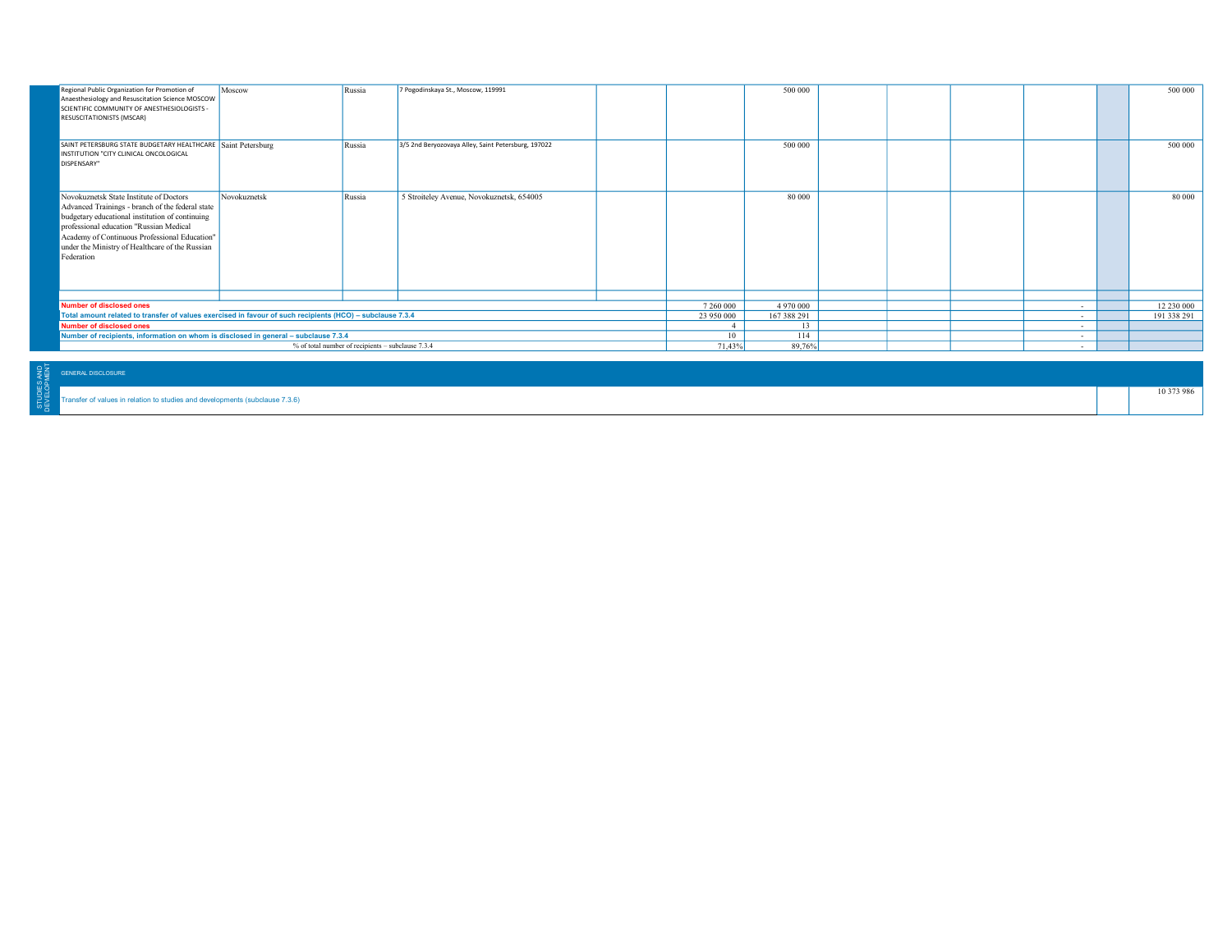| | | | | | | | | | | | | |
|---|---|---|---|---|---|---|---|---|---|---|---|---|
| Regional Public Organization for Promotion of Anaesthesiology and Resuscitation Science MOSCOW SCIENTIFIC COMMUNITY OF ANESTHESIOLOGISTS - RESUSCITATIONISTS (MSCAR) | Moscow | Russia | 7 Pogodinskaya St., Moscow, 119991 | | | 500 000 | | | | | | 500 000 |
| SAINT PETERSBURG STATE BUDGETARY HEALTHCARE INSTITUTION "CITY CLINICAL ONCOLOGICAL DISPENSARY" | Saint Petersburg | Russia | 3/5 2nd Beryozovaya Alley, Saint Petersburg, 197022 | | | 500 000 | | | | | | 500 000 |
| Novokuznetsk State Institute of Doctors Advanced Trainings - branch of the federal state budgetary educational institution of continuing professional education "Russian Medical Academy of Continuous Professional Education" under the Ministry of Healthcare of the Russian Federation | Novokuznetsk | Russia | 5 Stroiteley Avenue, Novokuznetsk, 654005 | | | 80 000 | | | | | | 80 000 |
| | | | | | | | | | | | | |
| **Number of disclosed ones** | | | | | 7 260 000 | 4 970 000 | | | | - | | 12 230 000 |
| **Total amount related to transfer of values exercised in favour of such recipients (HCO) – subclause 7.3.4** | | | | | 23 950 000 | 167 388 291 | | | | - | | 191 338 291 |
| **Number of disclosed ones** | | | | | 4 | 13 | | | | - | | |
| **Number of recipients, information on whom is disclosed in general – subclause 7.3.4** | | | | | 10 | 114 | | | | - | | |
| % of total number of recipients – subclause 7.3.4 | | | | | 71,43% | 89,76% | | | | - | | |

STUDIES AND DEVELOPMENT

GENERAL DISCLOSURE

| | | |
|---|---|---|
| Transfer of values in relation to studies and developments (subclause 7.3.6) | | 10 373 986 |